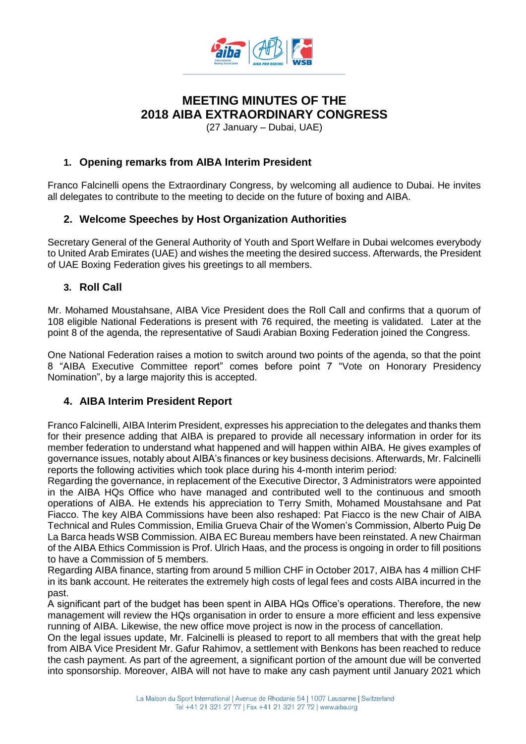# MEETING MINUTES OF THE 2018 AIBA EXTRAORDINARY CONGRESS

(27 January – Dubai, UAE)

## 1. Opening remarks from AIBA Interim President

Franco Falcinelli opens the Extraordinary Congress, by welcoming all audience to Dubai. He invites all delegates to contribute to the meeting to decide on the future of boxing and AIBA.

## 2. Welcome Speeches by Host Organization Authorities

Secretary General of the General Authority of Youth and Sport Welfare in Dubai welcomes everybody to United Arab Emirates (UAE) and wishes the meeting the desired success. Afterwards, the President of UAE Boxing Federation gives his greetings to all members.

## 3. Roll Call

Mr. Mohamed Moustahsane, AIBA Vice President does the Roll Call and confirms that a quorum of 108 eligible National Federations is present with 76 required, the meeting is validated. Later at the point 8 of the agenda, the representative of Saudi Arabian Boxing Federation joined the Congress.

One National Federation raises a motion to switch around two points of the agenda, so that the point 8 “AIBA Executive Committee report” comes before point 7 “Vote on Honorary Presidency Nomination”, by a large majority this is accepted.

## 4. AIBA Interim President Report

Franco Falcinelli, AIBA Interim President, expresses his appreciation to the delegates and thanks them for their presence adding that AIBA is prepared to provide all necessary information in order for its member federation to understand what happened and will happen within AIBA. He gives examples of governance issues, notably about AIBA’s finances or key business decisions. Afterwards, Mr. Falcinelli reports the following activities which took place during his 4-month interim period:

Regarding the governance, in replacement of the Executive Director, 3 Administrators were appointed in the AIBA HQs Office who have managed and contributed well to the continuous and smooth operations of AIBA. He extends his appreciation to Terry Smith, Mohamed Moustahsane and Pat Fiacco. The key AIBA Commissions have been also reshaped: Pat Fiacco is the new Chair of AIBA Technical and Rules Commission, Emilia Grueva Chair of the Women’s Commission, Alberto Puig De La Barca heads WSB Commission. AIBA EC Bureau members have been reinstated. A new Chairman of the AIBA Ethics Commission is Prof. Ulrich Haas, and the process is ongoing in order to fill positions to have a Commission of 5 members.

Regarding AIBA finance, starting from around 5 million CHF in October 2017, AIBA has 4 million CHF in its bank account. He reiterates the extremely high costs of legal fees and costs AIBA incurred in the past.

A significant part of the budget has been spent in AIBA HQs Office’s operations. Therefore, the new management will review the HQs organisation in order to ensure a more efficient and less expensive running of AIBA. Likewise, the new office move project is now in the process of cancellation.

On the legal issues update, Mr. Falcinelli is pleased to report to all members that with the great help from AIBA Vice President Mr. Gafur Rahimov, a settlement with Benkons has been reached to reduce the cash payment. As part of the agreement, a significant portion of the amount due will be converted into sponsorship. Moreover, AIBA will not have to make any cash payment until January 2021 which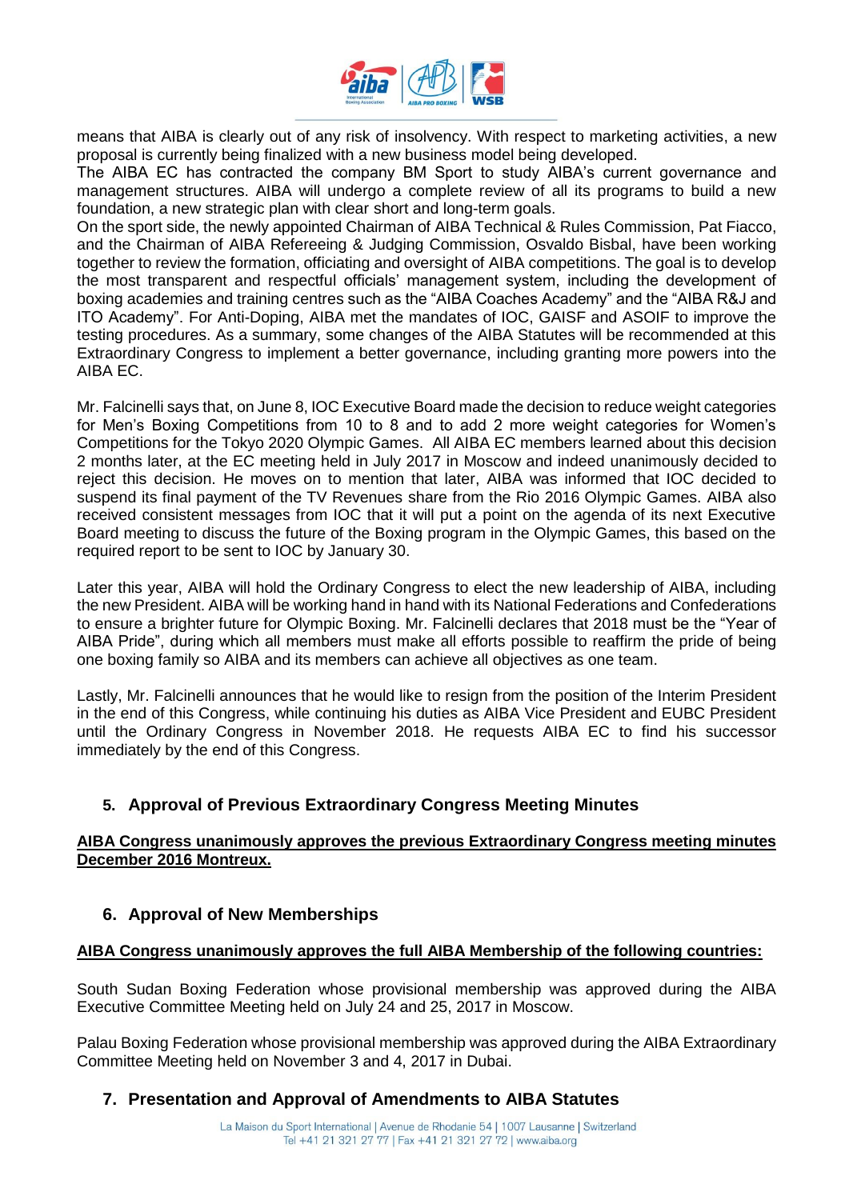means that AIBA is clearly out of any risk of insolvency. With respect to marketing activities, a new proposal is currently being finalized with a new business model being developed.
The AIBA EC has contracted the company BM Sport to study AIBA's current governance and management structures. AIBA will undergo a complete review of all its programs to build a new foundation, a new strategic plan with clear short and long-term goals.
On the sport side, the newly appointed Chairman of AIBA Technical & Rules Commission, Pat Fiacco, and the Chairman of AIBA Refereeing & Judging Commission, Osvaldo Bisbal, have been working together to review the formation, officiating and oversight of AIBA competitions. The goal is to develop the most transparent and respectful officials' management system, including the development of boxing academies and training centres such as the "AIBA Coaches Academy" and the "AIBA R&J and ITO Academy". For Anti-Doping, AIBA met the mandates of IOC, GAISF and ASOIF to improve the testing procedures. As a summary, some changes of the AIBA Statutes will be recommended at this Extraordinary Congress to implement a better governance, including granting more powers into the AIBA EC.

Mr. Falcinelli says that, on June 8, IOC Executive Board made the decision to reduce weight categories for Men's Boxing Competitions from 10 to 8 and to add 2 more weight categories for Women's Competitions for the Tokyo 2020 Olympic Games. All AIBA EC members learned about this decision 2 months later, at the EC meeting held in July 2017 in Moscow and indeed unanimously decided to reject this decision. He moves on to mention that later, AIBA was informed that IOC decided to suspend its final payment of the TV Revenues share from the Rio 2016 Olympic Games. AIBA also received consistent messages from IOC that it will put a point on the agenda of its next Executive Board meeting to discuss the future of the Boxing program in the Olympic Games, this based on the required report to be sent to IOC by January 30.

Later this year, AIBA will hold the Ordinary Congress to elect the new leadership of AIBA, including the new President. AIBA will be working hand in hand with its National Federations and Confederations to ensure a brighter future for Olympic Boxing. Mr. Falcinelli declares that 2018 must be the "Year of AIBA Pride", during which all members must make all efforts possible to reaffirm the pride of being one boxing family so AIBA and its members can achieve all objectives as one team.

Lastly, Mr. Falcinelli announces that he would like to resign from the position of the Interim President in the end of this Congress, while continuing his duties as AIBA Vice President and EUBC President until the Ordinary Congress in November 2018. He requests AIBA EC to find his successor immediately by the end of this Congress.

## 5. Approval of Previous Extraordinary Congress Meeting Minutes

**AIBA Congress unanimously approves the previous Extraordinary Congress meeting minutes December 2016 Montreux.**

## 6. Approval of New Memberships

**AIBA Congress unanimously approves the full AIBA Membership of the following countries:**

South Sudan Boxing Federation whose provisional membership was approved during the AIBA Executive Committee Meeting held on July 24 and 25, 2017 in Moscow.

Palau Boxing Federation whose provisional membership was approved during the AIBA Extraordinary Committee Meeting held on November 3 and 4, 2017 in Dubai.

## 7. Presentation and Approval of Amendments to AIBA Statutes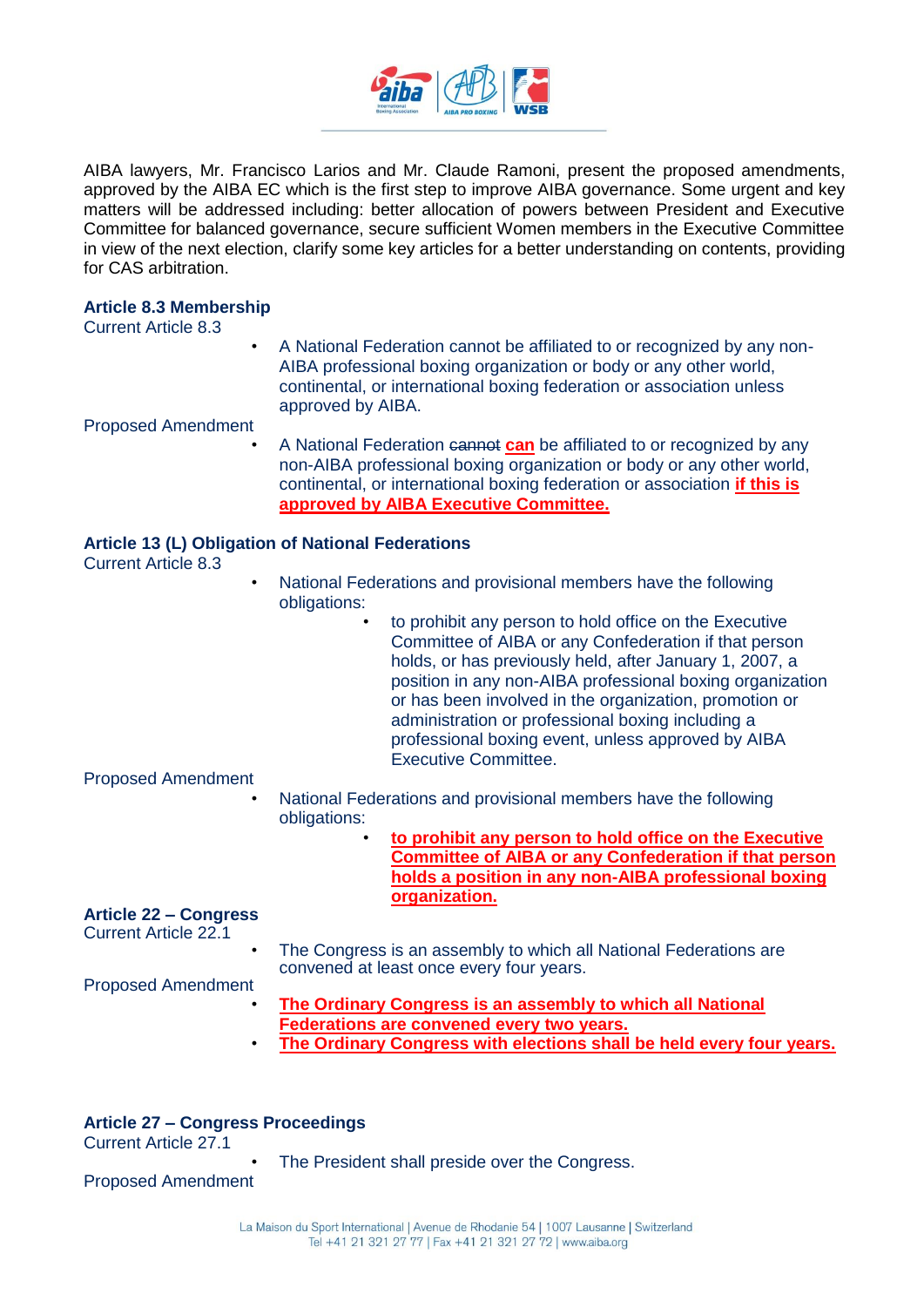AIBA lawyers, Mr. Francisco Larios and Mr. Claude Ramoni, present the proposed amendments, approved by the AIBA EC which is the first step to improve AIBA governance. Some urgent and key matters will be addressed including: better allocation of powers between President and Executive Committee for balanced governance, secure sufficient Women members in the Executive Committee in view of the next election, clarify some key articles for a better understanding on contents, providing for CAS arbitration.

### Article 8.3 Membership

Current Article 8.3

- A National Federation cannot be affiliated to or recognized by any non-AIBA professional boxing organization or body or any other world, continental, or international boxing federation or association unless approved by AIBA.

Proposed Amendment

- A National Federation ~~cannot~~ **can** be affiliated to or recognized by any non-AIBA professional boxing organization or body or any other world, continental, or international boxing federation or association **if this is approved by AIBA Executive Committee.**

### Article 13 (L) Obligation of National Federations

Current Article 8.3

- National Federations and provisional members have the following obligations:
  - to prohibit any person to hold office on the Executive Committee of AIBA or any Confederation if that person holds, or has previously held, after January 1, 2007, a position in any non-AIBA professional boxing organization or has been involved in the organization, promotion or administration or professional boxing including a professional boxing event, unless approved by AIBA Executive Committee.

Proposed Amendment

- National Federations and provisional members have the following obligations:
  - **to prohibit any person to hold office on the Executive Committee of AIBA or any Confederation if that person holds a position in any non-AIBA professional boxing organization.**

### Article 22 – Congress

Current Article 22.1

- The Congress is an assembly to which all National Federations are convened at least once every four years.

Proposed Amendment

- **The Ordinary Congress is an assembly to which all National Federations are convened every two years.**
- **The Ordinary Congress with elections shall be held every four years.**

### Article 27 – Congress Proceedings

Current Article 27.1

- The President shall preside over the Congress.

Proposed Amendment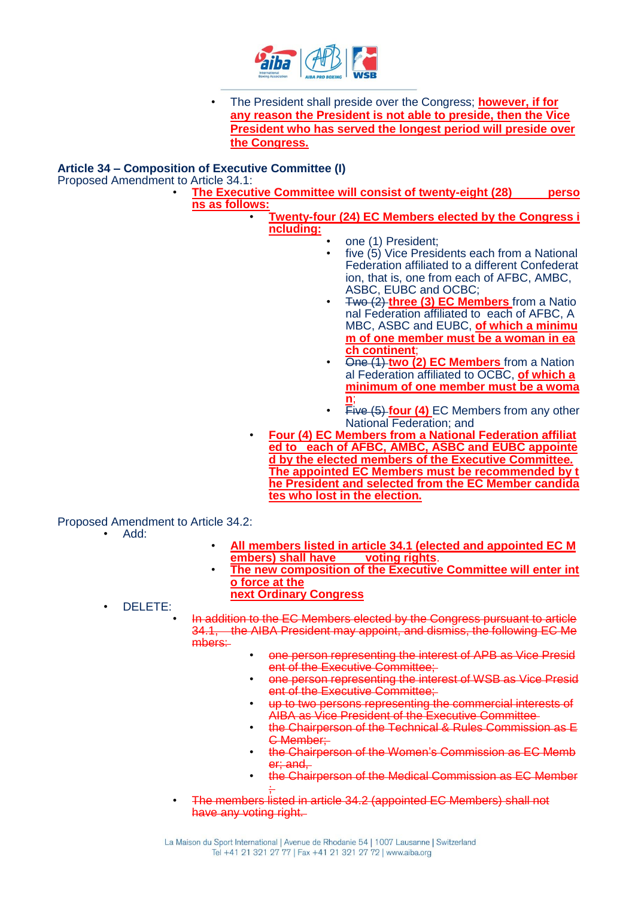- The President shall preside over the Congress; **however, if for any reason the President is not able to preside, then the Vice President who has served the longest period will preside over the Congress.**

**Article 34 – Composition of Executive Committee (I)**

Proposed Amendment to Article 34.1:

- **The Executive Committee will consist of twenty-eight (28) persons as follows:**
  - **Twenty-four (24) EC Members elected by the Congress including:**
    - one (1) President;
    - five (5) Vice Presidents each from a National Federation affiliated to a different Confederation, that is, one from each of AFBC, AMBC, ASBC, EUBC and OCBC;
    - ~~Two (2)~~ **three (3) EC Members** from a National Federation affiliated to each of AFBC, AMBC, ASBC and EUBC, **of which a minimum of one member must be a woman in each continent**;
    - ~~One (1)~~ **two (2) EC Members** from a National Federation affiliated to OCBC, **of which a minimum of one member must be a woman**;
    - ~~Five (5)~~ **four (4)** EC Members from any other National Federation; and
  - **Four (4) EC Members from a National Federation affiliated to each of AFBC, AMBC, ASBC and EUBC appointed by the elected members of the Executive Committee. The appointed EC Members must be recommended by the President and selected from the EC Member candidates who lost in the election.**

Proposed Amendment to Article 34.2:

- Add:
  - **All members listed in article 34.1 (elected and appointed EC Members) shall have voting rights**.
  - **The new composition of the Executive Committee will enter into force at the next Ordinary Congress**
- DELETE:
  - ~~In addition to the EC Members elected by the Congress pursuant to article 34.1, the AIBA President may appoint, and dismiss, the following EC Members:~~
    - ~~one person representing the interest of APB as Vice President of the Executive Committee;~~
    - ~~one person representing the interest of WSB as Vice President of the Executive Committee;~~
    - ~~up to two persons representing the commercial interests of AIBA as Vice President of the Executive Committee~~
    - ~~the Chairperson of the Technical & Rules Commission as EC Member;~~
    - ~~the Chairperson of the Women's Commission as EC Member; and,~~
    - ~~the Chairperson of the Medical Commission as EC Member;~~
  - ~~The members listed in article 34.2 (appointed EC Members) shall not have any voting right.~~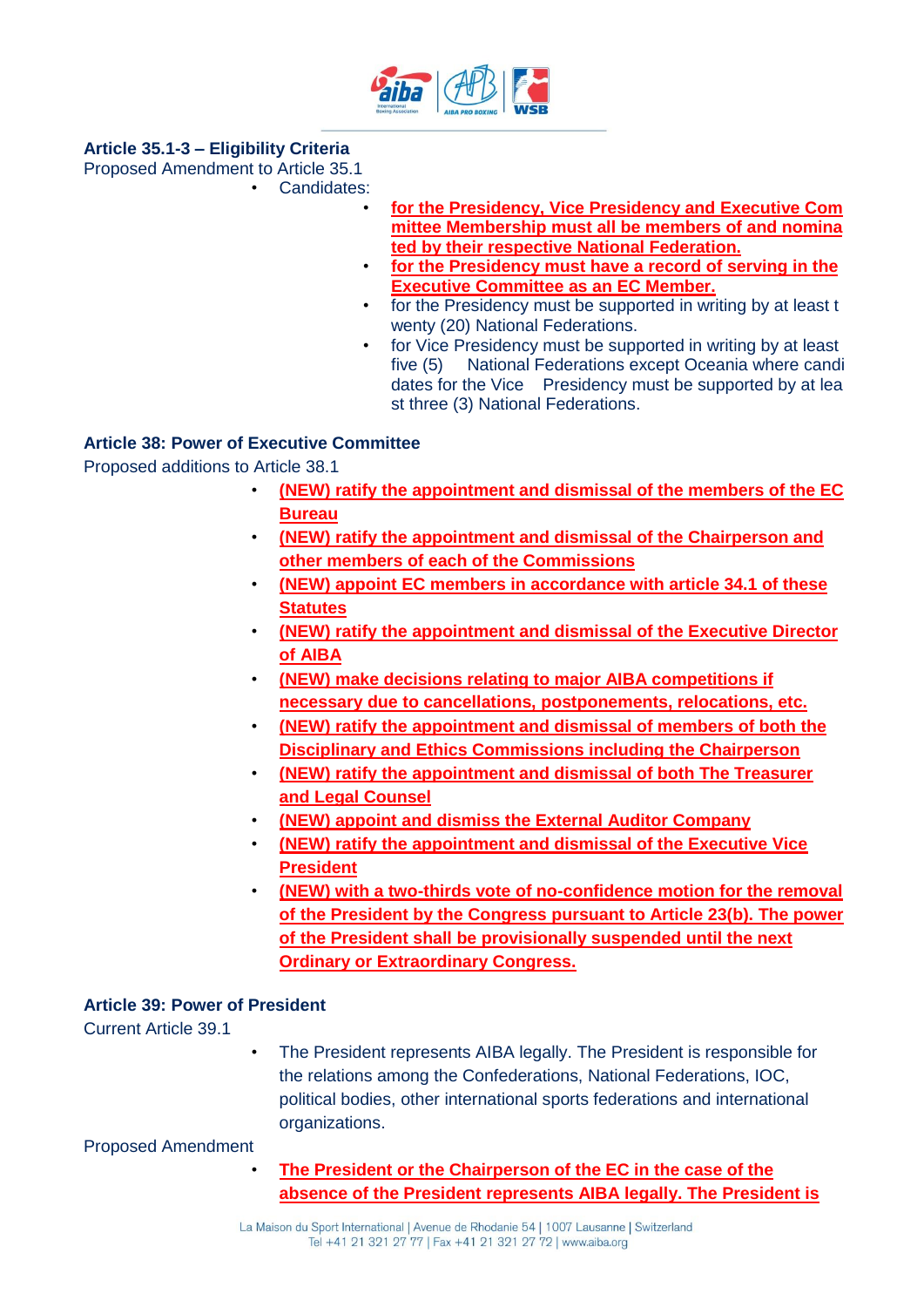**Article 35.1-3 – Eligibility Criteria**

Proposed Amendment to Article 35.1

- Candidates:
  - **for the Presidency, Vice Presidency and Executive Committee Membership must all be members of and nominated by their respective National Federation.**
  - **for the Presidency must have a record of serving in the Executive Committee as an EC Member.**
  - for the Presidency must be supported in writing by at least twenty (20) National Federations.
  - for Vice Presidency must be supported in writing by at least five (5) National Federations except Oceania where candidates for the Vice Presidency must be supported by at least three (3) National Federations.

**Article 38: Power of Executive Committee**

Proposed additions to Article 38.1

- **(NEW) ratify the appointment and dismissal of the members of the EC Bureau**
- **(NEW) ratify the appointment and dismissal of the Chairperson and other members of each of the Commissions**
- **(NEW) appoint EC members in accordance with article 34.1 of these Statutes**
- **(NEW) ratify the appointment and dismissal of the Executive Director of AIBA**
- **(NEW) make decisions relating to major AIBA competitions if necessary due to cancellations, postponements, relocations, etc.**
- **(NEW) ratify the appointment and dismissal of members of both the Disciplinary and Ethics Commissions including the Chairperson**
- **(NEW) ratify the appointment and dismissal of both The Treasurer and Legal Counsel**
- **(NEW) appoint and dismiss the External Auditor Company**
- **(NEW) ratify the appointment and dismissal of the Executive Vice President**
- **(NEW) with a two-thirds vote of no-confidence motion for the removal of the President by the Congress pursuant to Article 23(b). The power of the President shall be provisionally suspended until the next Ordinary or Extraordinary Congress.**

**Article 39: Power of President**

Current Article 39.1

- The President represents AIBA legally. The President is responsible for the relations among the Confederations, National Federations, IOC, political bodies, other international sports federations and international organizations.

Proposed Amendment

- **The President or the Chairperson of the EC in the case of the absence of the President represents AIBA legally. The President is**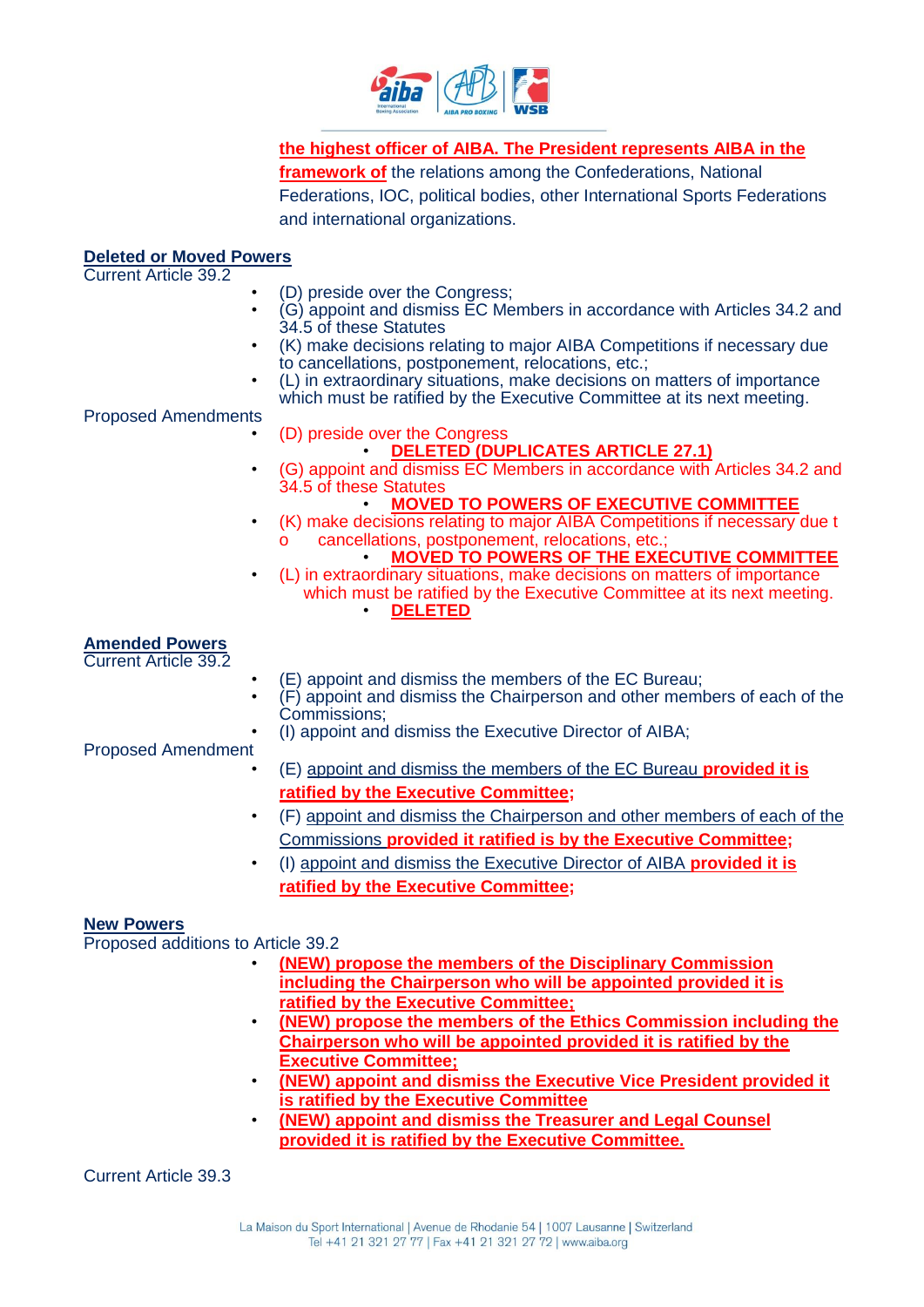**the highest officer of AIBA. The President represents AIBA in the framework of** the relations among the Confederations, National Federations, IOC, political bodies, other International Sports Federations and international organizations.

**Deleted or Moved Powers**

Current Article 39.2

- (D) preside over the Congress;
- (G) appoint and dismiss EC Members in accordance with Articles 34.2 and 34.5 of these Statutes
- (K) make decisions relating to major AIBA Competitions if necessary due to cancellations, postponement, relocations, etc.;
- (L) in extraordinary situations, make decisions on matters of importance which must be ratified by the Executive Committee at its next meeting.

Proposed Amendments

- ~~(D) preside over the Congress~~
  - **DELETED (DUPLICATES ARTICLE 27.1)**
- ~~(G) appoint and dismiss EC Members in accordance with Articles 34.2 and 34.5 of these Statutes~~
  - **MOVED TO POWERS OF EXECUTIVE COMMITTEE**
- ~~(K) make decisions relating to major AIBA Competitions if necessary due to cancellations, postponement, relocations, etc.;~~
  - **MOVED TO POWERS OF THE EXECUTIVE COMMITTEE**
- ~~(L) in extraordinary situations, make decisions on matters of importance which must be ratified by the Executive Committee at its next meeting.~~
  - **DELETED**

**Amended Powers**

Current Article 39.2

- (E) appoint and dismiss the members of the EC Bureau;
- (F) appoint and dismiss the Chairperson and other members of each of the Commissions;
- (I) appoint and dismiss the Executive Director of AIBA;

Proposed Amendment

- (E) appoint and dismiss the members of the EC Bureau **provided it is ratified by the Executive Committee;**
- (F) appoint and dismiss the Chairperson and other members of each of the Commissions **provided it ratified is by the Executive Committee;**
- (I) appoint and dismiss the Executive Director of AIBA **provided it is ratified by the Executive Committee;**

**New Powers**

Proposed additions to Article 39.2

- **(NEW) propose the members of the Disciplinary Commission including the Chairperson who will be appointed provided it is ratified by the Executive Committee;**
- **(NEW) propose the members of the Ethics Commission including the Chairperson who will be appointed provided it is ratified by the Executive Committee;**
- **(NEW) appoint and dismiss the Executive Vice President provided it is ratified by the Executive Committee**
- **(NEW) appoint and dismiss the Treasurer and Legal Counsel provided it is ratified by the Executive Committee.**

Current Article 39.3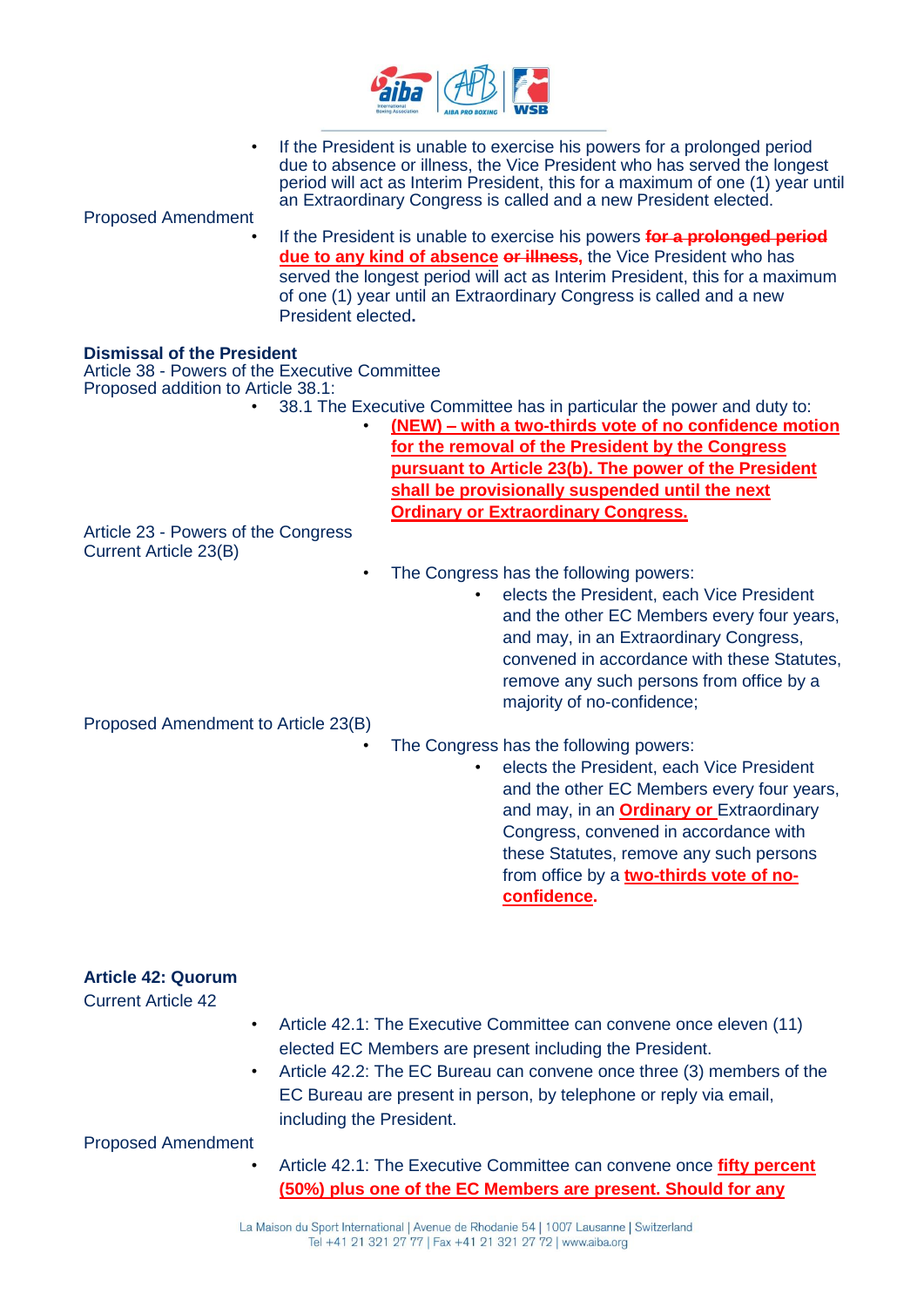- If the President is unable to exercise his powers for a prolonged period due to absence or illness, the Vice President who has served the longest period will act as Interim President, this for a maximum of one (1) year until an Extraordinary Congress is called and a new President elected.

Proposed Amendment

- If the President is unable to exercise his powers ~~for a prolonged period~~ **due to any kind of absence** ~~or illness~~**,** the Vice President who has served the longest period will act as Interim President, this for a maximum of one (1) year until an Extraordinary Congress is called and a new President elected**.**

**Dismissal of the President**

Article 38 - Powers of the Executive Committee

Proposed addition to Article 38.1:

- 38.1 The Executive Committee has in particular the power and duty to:
  - **(NEW) – with a two-thirds vote of no confidence motion for the removal of the President by the Congress pursuant to Article 23(b). The power of the President shall be provisionally suspended until the next Ordinary or Extraordinary Congress.**

Article 23 - Powers of the Congress

Current Article 23(B)

- The Congress has the following powers:
  - elects the President, each Vice President and the other EC Members every four years, and may, in an Extraordinary Congress, convened in accordance with these Statutes, remove any such persons from office by a majority of no-confidence;

Proposed Amendment to Article 23(B)

- The Congress has the following powers:
  - elects the President, each Vice President and the other EC Members every four years, and may, in an **Ordinary or** Extraordinary Congress, convened in accordance with these Statutes, remove any such persons from office by a **two-thirds vote of no-confidence.**

**Article 42: Quorum**

Current Article 42

- Article 42.1: The Executive Committee can convene once eleven (11) elected EC Members are present including the President.
- Article 42.2: The EC Bureau can convene once three (3) members of the EC Bureau are present in person, by telephone or reply via email, including the President.

Proposed Amendment

- Article 42.1: The Executive Committee can convene once **fifty percent (50%) plus one of the EC Members are present. Should for any**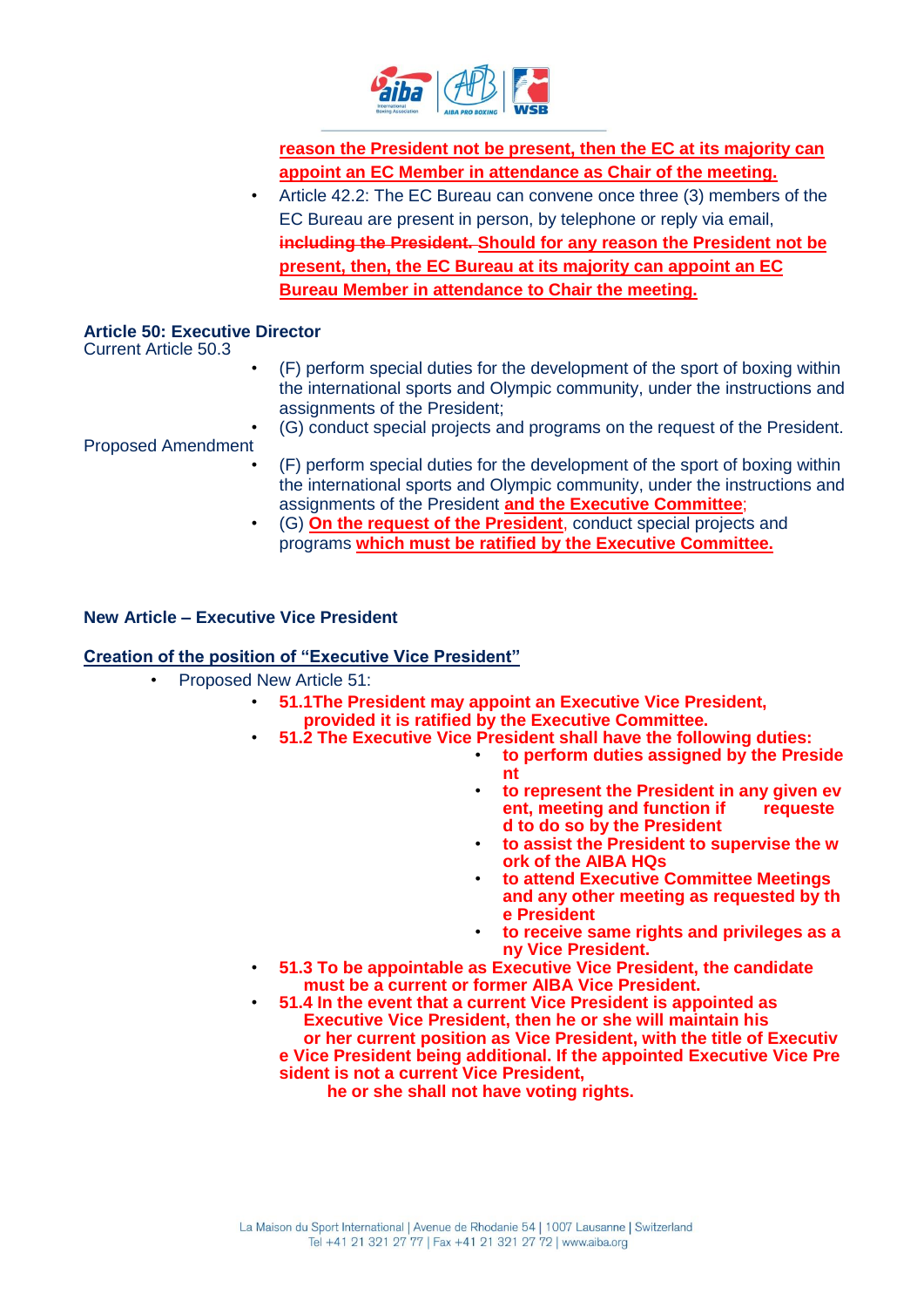reason the President not be present, then the EC at its majority can appoint an EC Member in attendance as Chair of the meeting.

- Article 42.2: The EC Bureau can convene once three (3) members of the EC Bureau are present in person, by telephone or reply via email, ~~including the President.~~ Should for any reason the President not be present, then, the EC Bureau at its majority can appoint an EC Bureau Member in attendance to Chair the meeting.

**Article 50: Executive Director**

Current Article 50.3

- (F) perform special duties for the development of the sport of boxing within the international sports and Olympic community, under the instructions and assignments of the President;
- (G) conduct special projects and programs on the request of the President.

Proposed Amendment

- (F) perform special duties for the development of the sport of boxing within the international sports and Olympic community, under the instructions and assignments of the President and the Executive Committee;
- (G) On the request of the President, conduct special projects and programs which must be ratified by the Executive Committee.

**New Article – Executive Vice President**

**Creation of the position of "Executive Vice President"**

- Proposed New Article 51:
  - **51.1The President may appoint an Executive Vice President, provided it is ratified by the Executive Committee.**
  - **51.2 The Executive Vice President shall have the following duties:**
    - **to perform duties assigned by the President**
    - **to represent the President in any given event, meeting and function if requested to do so by the President**
    - **to assist the President to supervise the work of the AIBA HQs**
    - **to attend Executive Committee Meetings and any other meeting as requested by the President**
    - **to receive same rights and privileges as any Vice President.**
  - **51.3 To be appointable as Executive Vice President, the candidate must be a current or former AIBA Vice President.**
  - **51.4 In the event that a current Vice President is appointed as Executive Vice President, then he or she will maintain his or her current position as Vice President, with the title of Executive Vice President being additional. If the appointed Executive Vice President is not a current Vice President, he or she shall not have voting rights.**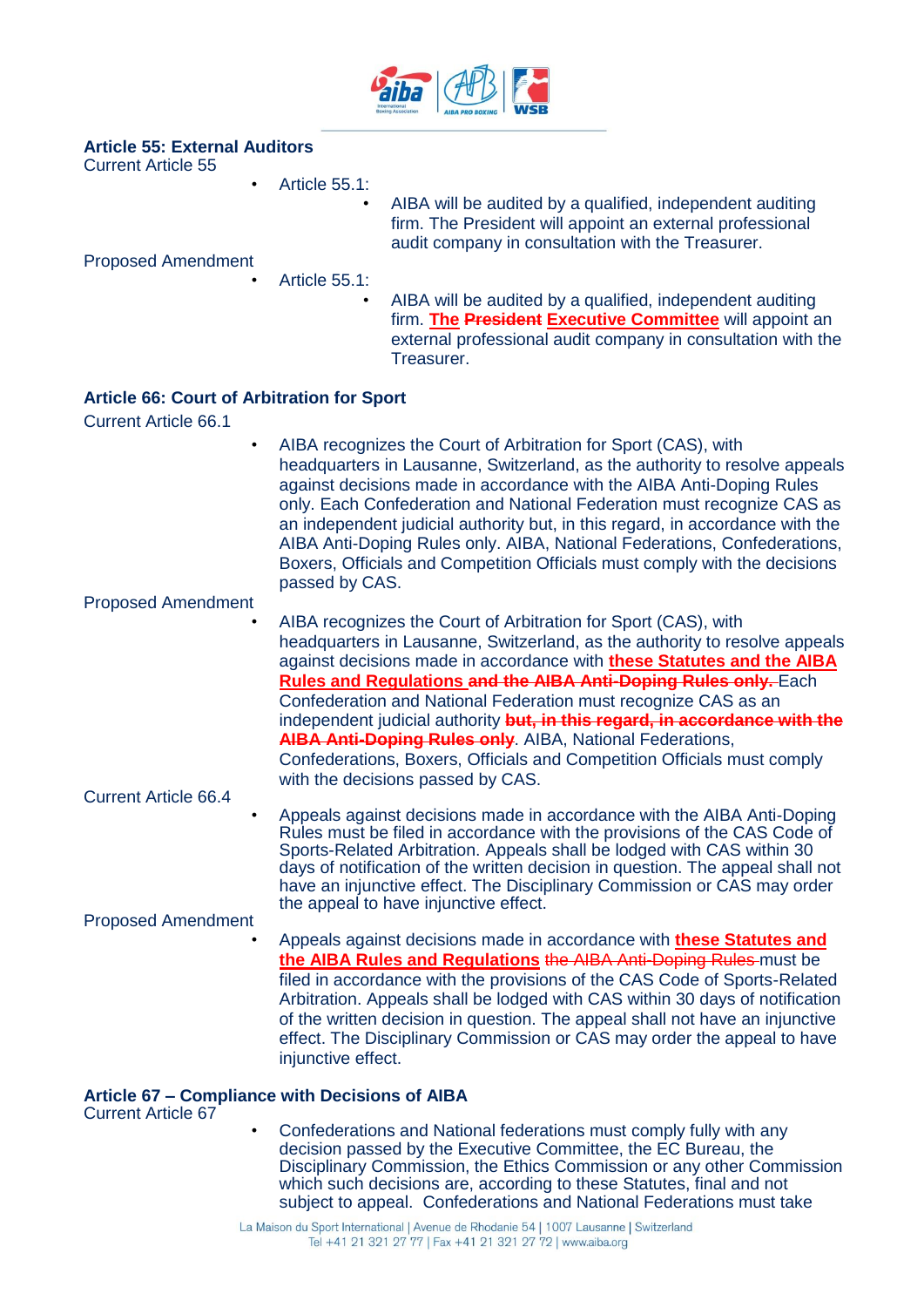**Article 55: External Auditors**

Current Article 55

- Article 55.1:
  - AIBA will be audited by a qualified, independent auditing firm. The President will appoint an external professional audit company in consultation with the Treasurer.

Proposed Amendment

- Article 55.1:
  - AIBA will be audited by a qualified, independent auditing firm. **The** ~~**President**~~ **Executive Committee** will appoint an external professional audit company in consultation with the Treasurer.

**Article 66: Court of Arbitration for Sport**

Current Article 66.1

- AIBA recognizes the Court of Arbitration for Sport (CAS), with headquarters in Lausanne, Switzerland, as the authority to resolve appeals against decisions made in accordance with the AIBA Anti-Doping Rules only. Each Confederation and National Federation must recognize CAS as an independent judicial authority but, in this regard, in accordance with the AIBA Anti-Doping Rules only. AIBA, National Federations, Confederations, Boxers, Officials and Competition Officials must comply with the decisions passed by CAS.

Proposed Amendment

- AIBA recognizes the Court of Arbitration for Sport (CAS), with headquarters in Lausanne, Switzerland, as the authority to resolve appeals against decisions made in accordance with **these Statutes and the AIBA Rules and Regulations** ~~**and the AIBA Anti-Doping Rules only.**~~ Each Confederation and National Federation must recognize CAS as an independent judicial authority ~~**but, in this regard, in accordance with the AIBA Anti-Doping Rules only**~~. AIBA, National Federations, Confederations, Boxers, Officials and Competition Officials must comply with the decisions passed by CAS.

Current Article 66.4

- Appeals against decisions made in accordance with the AIBA Anti-Doping Rules must be filed in accordance with the provisions of the CAS Code of Sports-Related Arbitration. Appeals shall be lodged with CAS within 30 days of notification of the written decision in question. The appeal shall not have an injunctive effect. The Disciplinary Commission or CAS may order the appeal to have injunctive effect.

Proposed Amendment

- Appeals against decisions made in accordance with **these Statutes and the AIBA Rules and Regulations** ~~the AIBA Anti-Doping Rules~~ must be filed in accordance with the provisions of the CAS Code of Sports-Related Arbitration. Appeals shall be lodged with CAS within 30 days of notification of the written decision in question. The appeal shall not have an injunctive effect. The Disciplinary Commission or CAS may order the appeal to have injunctive effect.

**Article 67 – Compliance with Decisions of AIBA**

Current Article 67

- Confederations and National federations must comply fully with any decision passed by the Executive Committee, the EC Bureau, the Disciplinary Commission, the Ethics Commission or any other Commission which such decisions are, according to these Statutes, final and not subject to appeal. Confederations and National Federations must take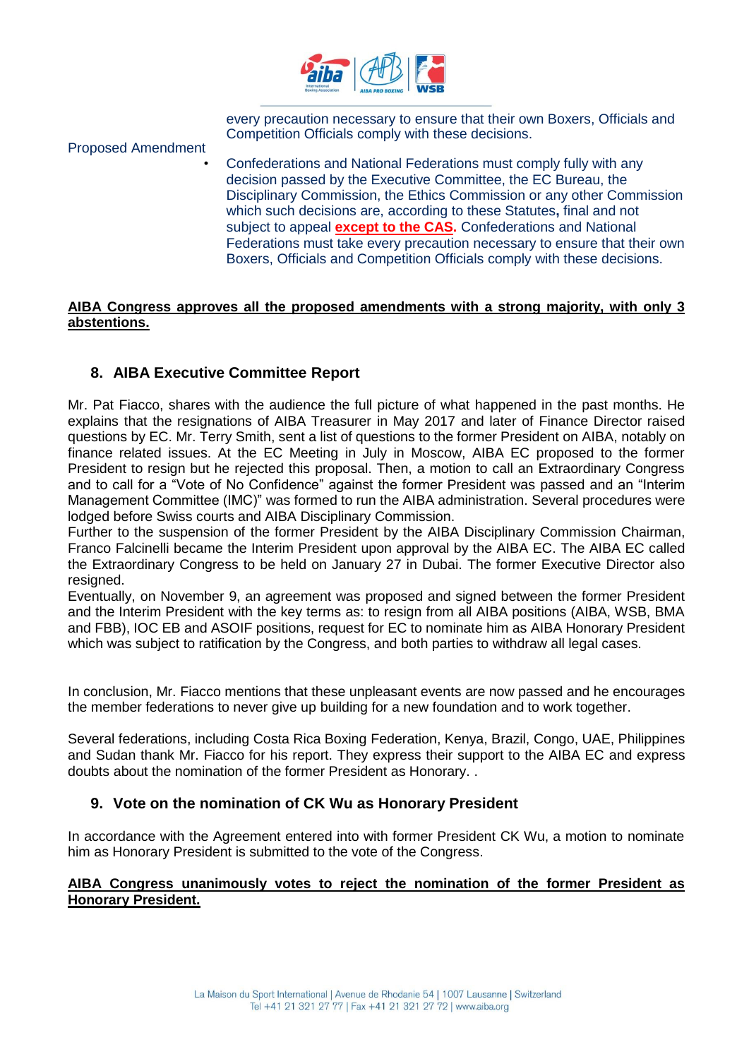every precaution necessary to ensure that their own Boxers, Officials and Competition Officials comply with these decisions.

Proposed Amendment

- Confederations and National Federations must comply fully with any decision passed by the Executive Committee, the EC Bureau, the Disciplinary Commission, the Ethics Commission or any other Commission which such decisions are, according to these Statutes**,** final and not subject to appeal **except to the CAS.** Confederations and National Federations must take every precaution necessary to ensure that their own Boxers, Officials and Competition Officials comply with these decisions.

**AIBA Congress approves all the proposed amendments with a strong majority, with only 3 abstentions.**

## 8. AIBA Executive Committee Report

Mr. Pat Fiacco, shares with the audience the full picture of what happened in the past months. He explains that the resignations of AIBA Treasurer in May 2017 and later of Finance Director raised questions by EC. Mr. Terry Smith, sent a list of questions to the former President on AIBA, notably on finance related issues. At the EC Meeting in July in Moscow, AIBA EC proposed to the former President to resign but he rejected this proposal. Then, a motion to call an Extraordinary Congress and to call for a "Vote of No Confidence" against the former President was passed and an "Interim Management Committee (IMC)" was formed to run the AIBA administration. Several procedures were lodged before Swiss courts and AIBA Disciplinary Commission.
Further to the suspension of the former President by the AIBA Disciplinary Commission Chairman, Franco Falcinelli became the Interim President upon approval by the AIBA EC. The AIBA EC called the Extraordinary Congress to be held on January 27 in Dubai. The former Executive Director also resigned.
Eventually, on November 9, an agreement was proposed and signed between the former President and the Interim President with the key terms as: to resign from all AIBA positions (AIBA, WSB, BMA and FBB), IOC EB and ASOIF positions, request for EC to nominate him as AIBA Honorary President which was subject to ratification by the Congress, and both parties to withdraw all legal cases.

In conclusion, Mr. Fiacco mentions that these unpleasant events are now passed and he encourages the member federations to never give up building for a new foundation and to work together.

Several federations, including Costa Rica Boxing Federation, Kenya, Brazil, Congo, UAE, Philippines and Sudan thank Mr. Fiacco for his report. They express their support to the AIBA EC and express doubts about the nomination of the former President as Honorary. .

## 9. Vote on the nomination of CK Wu as Honorary President

In accordance with the Agreement entered into with former President CK Wu, a motion to nominate him as Honorary President is submitted to the vote of the Congress.

**AIBA Congress unanimously votes to reject the nomination of the former President as Honorary President.**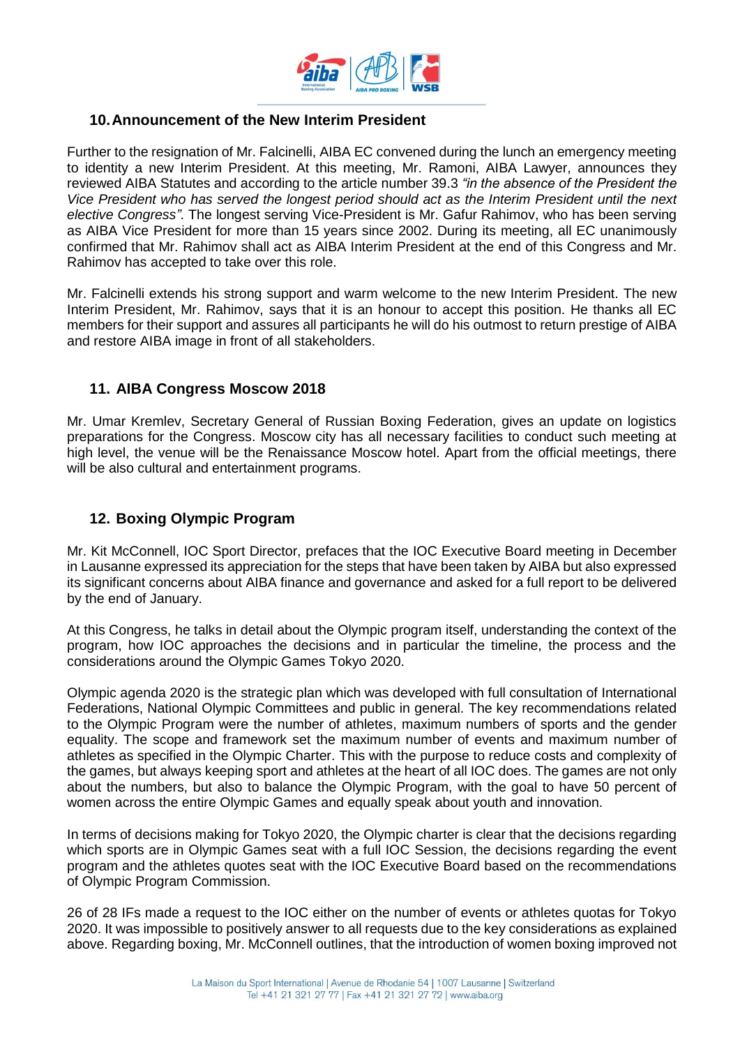## 10. Announcement of the New Interim President

Further to the resignation of Mr. Falcinelli, AIBA EC convened during the lunch an emergency meeting to identity a new Interim President. At this meeting, Mr. Ramoni, AIBA Lawyer, announces they reviewed AIBA Statutes and according to the article number 39.3 *"in the absence of the President the Vice President who has served the longest period should act as the Interim President until the next elective Congress"*. The longest serving Vice-President is Mr. Gafur Rahimov, who has been serving as AIBA Vice President for more than 15 years since 2002. During its meeting, all EC unanimously confirmed that Mr. Rahimov shall act as AIBA Interim President at the end of this Congress and Mr. Rahimov has accepted to take over this role.

Mr. Falcinelli extends his strong support and warm welcome to the new Interim President. The new Interim President, Mr. Rahimov, says that it is an honour to accept this position. He thanks all EC members for their support and assures all participants he will do his outmost to return prestige of AIBA and restore AIBA image in front of all stakeholders.

## 11. AIBA Congress Moscow 2018

Mr. Umar Kremlev, Secretary General of Russian Boxing Federation, gives an update on logistics preparations for the Congress. Moscow city has all necessary facilities to conduct such meeting at high level, the venue will be the Renaissance Moscow hotel. Apart from the official meetings, there will be also cultural and entertainment programs.

## 12. Boxing Olympic Program

Mr. Kit McConnell, IOC Sport Director, prefaces that the IOC Executive Board meeting in December in Lausanne expressed its appreciation for the steps that have been taken by AIBA but also expressed its significant concerns about AIBA finance and governance and asked for a full report to be delivered by the end of January.

At this Congress, he talks in detail about the Olympic program itself, understanding the context of the program, how IOC approaches the decisions and in particular the timeline, the process and the considerations around the Olympic Games Tokyo 2020.

Olympic agenda 2020 is the strategic plan which was developed with full consultation of International Federations, National Olympic Committees and public in general. The key recommendations related to the Olympic Program were the number of athletes, maximum numbers of sports and the gender equality. The scope and framework set the maximum number of events and maximum number of athletes as specified in the Olympic Charter. This with the purpose to reduce costs and complexity of the games, but always keeping sport and athletes at the heart of all IOC does. The games are not only about the numbers, but also to balance the Olympic Program, with the goal to have 50 percent of women across the entire Olympic Games and equally speak about youth and innovation.

In terms of decisions making for Tokyo 2020, the Olympic charter is clear that the decisions regarding which sports are in Olympic Games seat with a full IOC Session, the decisions regarding the event program and the athletes quotes seat with the IOC Executive Board based on the recommendations of Olympic Program Commission.

26 of 28 IFs made a request to the IOC either on the number of events or athletes quotas for Tokyo 2020. It was impossible to positively answer to all requests due to the key considerations as explained above. Regarding boxing, Mr. McConnell outlines, that the introduction of women boxing improved not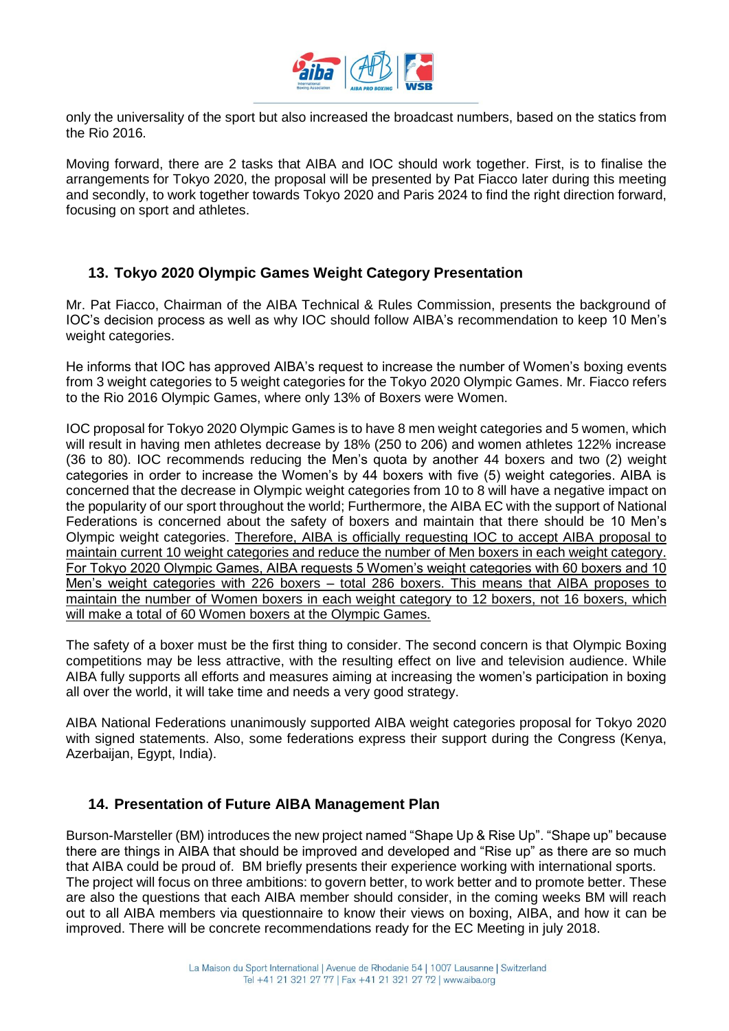only the universality of the sport but also increased the broadcast numbers, based on the statics from the Rio 2016.

Moving forward, there are 2 tasks that AIBA and IOC should work together. First, is to finalise the arrangements for Tokyo 2020, the proposal will be presented by Pat Fiacco later during this meeting and secondly, to work together towards Tokyo 2020 and Paris 2024 to find the right direction forward, focusing on sport and athletes.

## 13. Tokyo 2020 Olympic Games Weight Category Presentation

Mr. Pat Fiacco, Chairman of the AIBA Technical & Rules Commission, presents the background of IOC's decision process as well as why IOC should follow AIBA's recommendation to keep 10 Men's weight categories.

He informs that IOC has approved AIBA's request to increase the number of Women's boxing events from 3 weight categories to 5 weight categories for the Tokyo 2020 Olympic Games. Mr. Fiacco refers to the Rio 2016 Olympic Games, where only 13% of Boxers were Women.

IOC proposal for Tokyo 2020 Olympic Games is to have 8 men weight categories and 5 women, which will result in having men athletes decrease by 18% (250 to 206) and women athletes 122% increase (36 to 80). IOC recommends reducing the Men's quota by another 44 boxers and two (2) weight categories in order to increase the Women's by 44 boxers with five (5) weight categories. AIBA is concerned that the decrease in Olympic weight categories from 10 to 8 will have a negative impact on the popularity of our sport throughout the world; Furthermore, the AIBA EC with the support of National Federations is concerned about the safety of boxers and maintain that there should be 10 Men's Olympic weight categories. <u>Therefore, AIBA is officially requesting IOC to accept AIBA proposal to maintain current 10 weight categories and reduce the number of Men boxers in each weight category. For Tokyo 2020 Olympic Games, AIBA requests 5 Women's weight categories with 60 boxers and 10 Men's weight categories with 226 boxers – total 286 boxers. This means that AIBA proposes to maintain the number of Women boxers in each weight category to 12 boxers, not 16 boxers, which will make a total of 60 Women boxers at the Olympic Games.</u>

The safety of a boxer must be the first thing to consider. The second concern is that Olympic Boxing competitions may be less attractive, with the resulting effect on live and television audience. While AIBA fully supports all efforts and measures aiming at increasing the women's participation in boxing all over the world, it will take time and needs a very good strategy.

AIBA National Federations unanimously supported AIBA weight categories proposal for Tokyo 2020 with signed statements. Also, some federations express their support during the Congress (Kenya, Azerbaijan, Egypt, India).

## 14. Presentation of Future AIBA Management Plan

Burson-Marsteller (BM) introduces the new project named "Shape Up & Rise Up". "Shape up" because there are things in AIBA that should be improved and developed and "Rise up" as there are so much that AIBA could be proud of. BM briefly presents their experience working with international sports.
The project will focus on three ambitions: to govern better, to work better and to promote better. These are also the questions that each AIBA member should consider, in the coming weeks BM will reach out to all AIBA members via questionnaire to know their views on boxing, AIBA, and how it can be improved. There will be concrete recommendations ready for the EC Meeting in july 2018.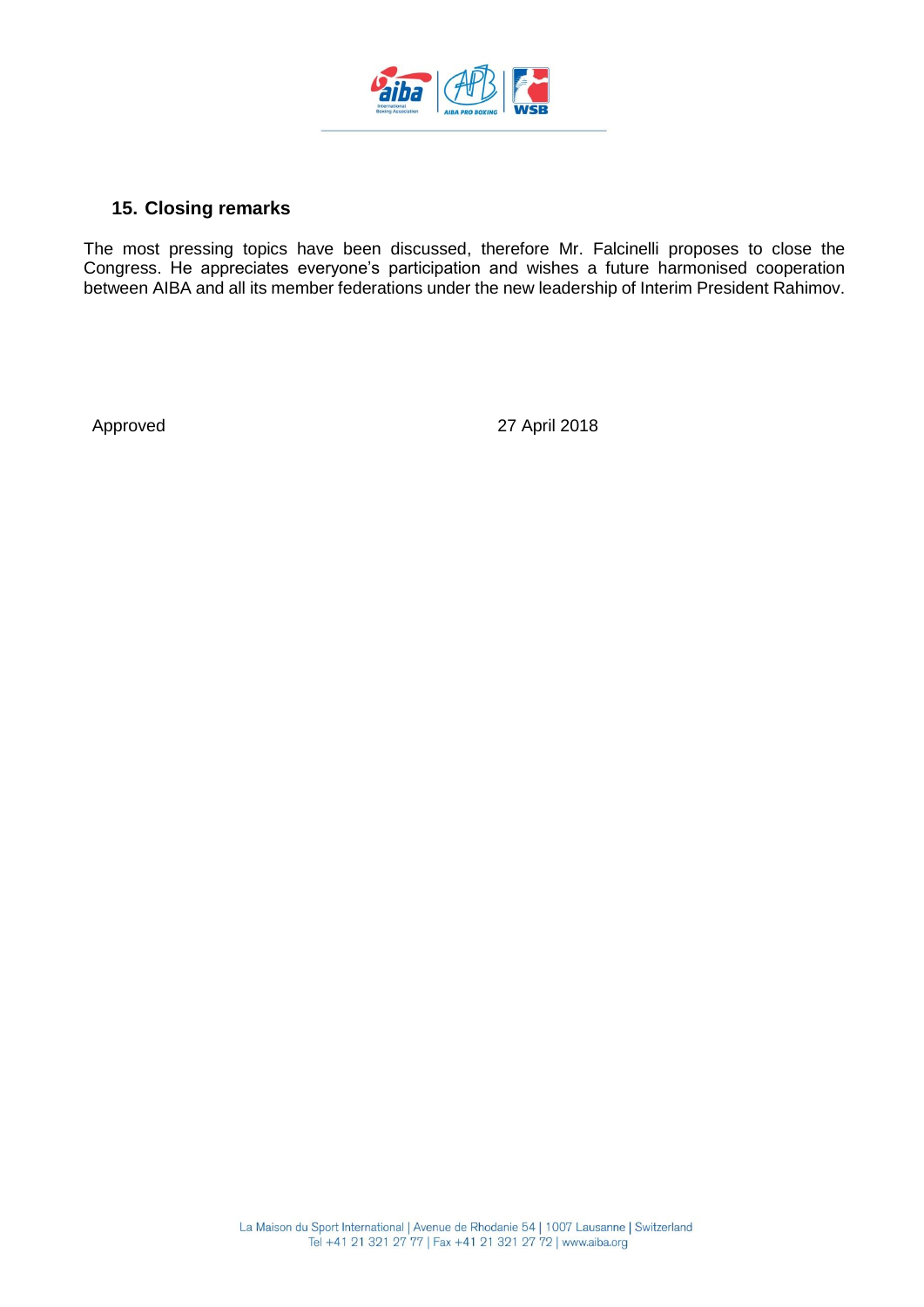## 15. Closing remarks

The most pressing topics have been discussed, therefore Mr. Falcinelli proposes to close the Congress. He appreciates everyone's participation and wishes a future harmonised cooperation between AIBA and all its member federations under the new leadership of Interim President Rahimov.

Approved 27 April 2018